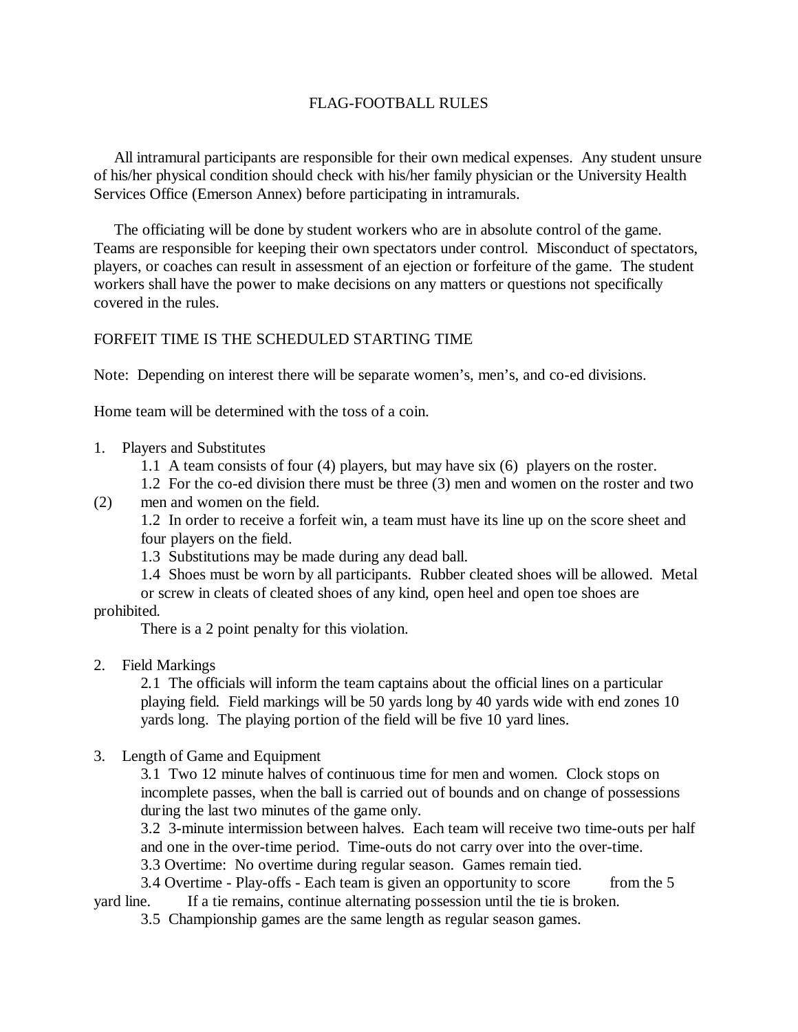# FLAG-FOOTBALL RULES

All intramural participants are responsible for their own medical expenses. Any student unsure of his/her physical condition should check with his/her family physician or the University Health Services Office (Emerson Annex) before participating in intramurals.

The officiating will be done by student workers who are in absolute control of the game. Teams are responsible for keeping their own spectators under control. Misconduct of spectators, players, or coaches can result in assessment of an ejection or forfeiture of the game. The student workers shall have the power to make decisions on any matters or questions not specifically covered in the rules.

FORFEIT TIME IS THE SCHEDULED STARTING TIME

Note: Depending on interest there will be separate women's, men's, and co-ed divisions.

Home team will be determined with the toss of a coin.

1. Players and Substitutes
   - 1.1 A team consists of four (4) players, but may have six (6) players on the roster.
   - 1.2 For the co-ed division there must be three (3) men and women on the roster and two (2) men and women on the field.
   - 1.2 In order to receive a forfeit win, a team must have its line up on the score sheet and four players on the field.
   - 1.3 Substitutions may be made during any dead ball.
   - 1.4 Shoes must be worn by all participants. Rubber cleated shoes will be allowed. Metal or screw in cleats of cleated shoes of any kind, open heel and open toe shoes are prohibited.

     There is a 2 point penalty for this violation.

2. Field Markings
   - 2.1 The officials will inform the team captains about the official lines on a particular playing field. Field markings will be 50 yards long by 40 yards wide with end zones 10 yards long. The playing portion of the field will be five 10 yard lines.

3. Length of Game and Equipment
   - 3.1 Two 12 minute halves of continuous time for men and women. Clock stops on incomplete passes, when the ball is carried out of bounds and on change of possessions during the last two minutes of the game only.
   - 3.2 3-minute intermission between halves. Each team will receive two time-outs per half and one in the over-time period. Time-outs do not carry over into the over-time.
   - 3.3 Overtime: No overtime during regular season. Games remain tied.
   - 3.4 Overtime - Play-offs - Each team is given an opportunity to score from the 5 yard line. If a tie remains, continue alternating possession until the tie is broken.
   - 3.5 Championship games are the same length as regular season games.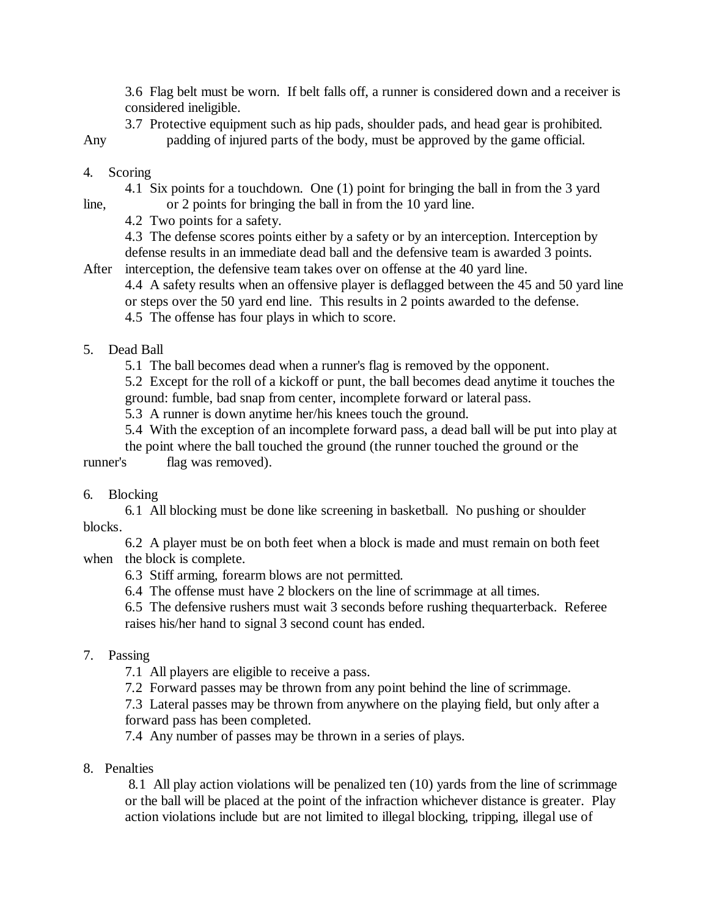3.6 Flag belt must be worn. If belt falls off, a runner is considered down and a receiver is considered ineligible.

3.7 Protective equipment such as hip pads, shoulder pads, and head gear is prohibited. Any padding of injured parts of the body, must be approved by the game official.

4. Scoring

4.1 Six points for a touchdown. One (1) point for bringing the ball in from the 3 yard line, or 2 points for bringing the ball in from the 10 yard line.

4.2 Two points for a safety.

4.3 The defense scores points either by a safety or by an interception. Interception by defense results in an immediate dead ball and the defensive team is awarded 3 points. After interception, the defensive team takes over on offense at the 40 yard line.

4.4 A safety results when an offensive player is deflagged between the 45 and 50 yard line or steps over the 50 yard end line. This results in 2 points awarded to the defense.

4.5 The offense has four plays in which to score.

5. Dead Ball

5.1 The ball becomes dead when a runner's flag is removed by the opponent.

5.2 Except for the roll of a kickoff or punt, the ball becomes dead anytime it touches the ground: fumble, bad snap from center, incomplete forward or lateral pass.

5.3 A runner is down anytime her/his knees touch the ground.

5.4 With the exception of an incomplete forward pass, a dead ball will be put into play at the point where the ball touched the ground (the runner touched the ground or the runner's flag was removed).

6. Blocking

6.1 All blocking must be done like screening in basketball. No pushing or shoulder blocks.

6.2 A player must be on both feet when a block is made and must remain on both feet when the block is complete.

6.3 Stiff arming, forearm blows are not permitted.

6.4 The offense must have 2 blockers on the line of scrimmage at all times.

6.5 The defensive rushers must wait 3 seconds before rushing thequarterback. Referee raises his/her hand to signal 3 second count has ended.

7. Passing

7.1 All players are eligible to receive a pass.

7.2 Forward passes may be thrown from any point behind the line of scrimmage.

7.3 Lateral passes may be thrown from anywhere on the playing field, but only after a forward pass has been completed.

7.4 Any number of passes may be thrown in a series of plays.

8. Penalties

8.1 All play action violations will be penalized ten (10) yards from the line of scrimmage or the ball will be placed at the point of the infraction whichever distance is greater. Play action violations include but are not limited to illegal blocking, tripping, illegal use of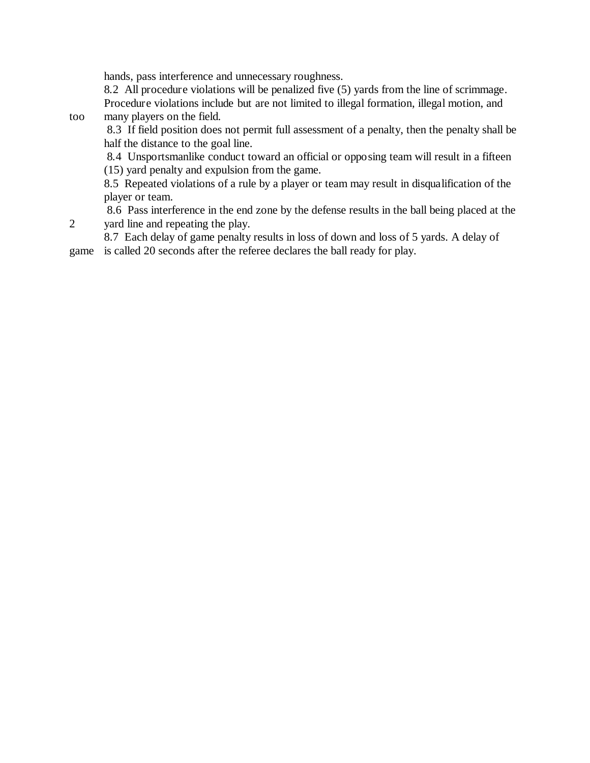hands, pass interference and unnecessary roughness.

8.2 All procedure violations will be penalized five (5) yards from the line of scrimmage. Procedure violations include but are not limited to illegal formation, illegal motion, and too many players on the field.

8.3 If field position does not permit full assessment of a penalty, then the penalty shall be half the distance to the goal line.

8.4 Unsportsmanlike conduct toward an official or opposing team will result in a fifteen (15) yard penalty and expulsion from the game.

8.5 Repeated violations of a rule by a player or team may result in disqualification of the player or team.

8.6 Pass interference in the end zone by the defense results in the ball being placed at the 2 yard line and repeating the play.

8.7 Each delay of game penalty results in loss of down and loss of 5 yards. A delay of game is called 20 seconds after the referee declares the ball ready for play.